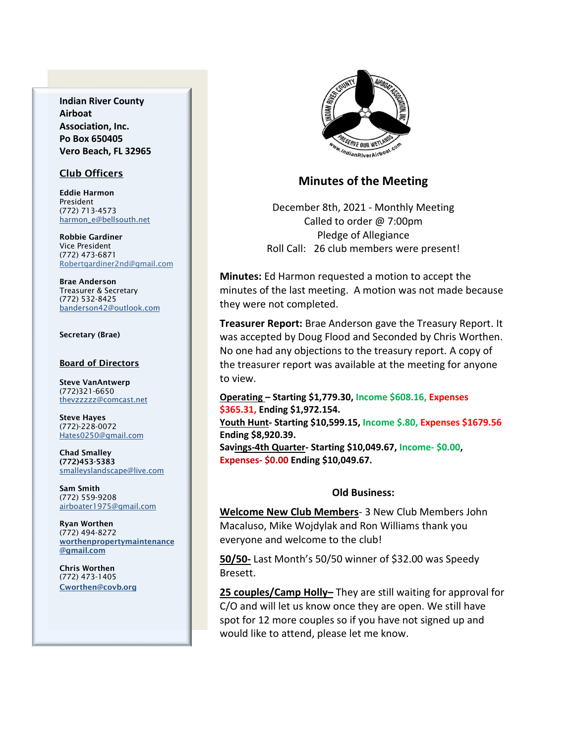**Indian River County Airboat Association, Inc.**
**Po Box 650405**
**Vero Beach, FL 32965**

## Club Officers

**Eddie Harmon**
President
(772) 713-4573
harmon_e@bellsouth.net

**Robbie Gardiner**
Vice President
(772) 473-6871
Robertgardiner2nd@gmail.com

**Brae Anderson**
Treasurer & Secretary
(772) 532-8425
banderson42@outlook.com

**Secretary (Brae)**

## Board of Directors

**Steve VanAntwerp**
(772)321-6650
thevzzzzz@comcast.net

**Steve Hayes**
(772)-228-0072
Hates0250@gmail.com

**Chad Smalley**
**(772)453-5383**
smalleyslandscape@live.com

**Sam Smith**
(772) 559-9208
airboater1975@gmail.com

**Ryan Worthen**
(772) 494-8272
**worthenpropertymaintenance@gmail.com**

**Chris Worthen**
(772) 473-1405
**Cworthen@covb.org**

# Minutes of the Meeting

December 8th, 2021 - Monthly Meeting
Called to order @ 7:00pm
Pledge of Allegiance
Roll Call: 26 club members were present!

**Minutes:** Ed Harmon requested a motion to accept the minutes of the last meeting. A motion was not made because they were not completed.

**Treasurer Report:** Brae Anderson gave the Treasury Report. It was accepted by Doug Flood and Seconded by Chris Worthen. No one had any objections to the treasury report. A copy of the treasurer report was available at the meeting for anyone to view.

**Operating – Starting $1,779.30, Income $608.16, Expenses $365.31, Ending $1,972.154.**
**Youth Hunt- Starting $10,599.15, Income $.80, Expenses $1679.56 Ending $8,920.39.**
**Savings-4th Quarter- Starting $10,049.67, Income- $0.00, Expenses- $0.00 Ending $10,049.67.**

### Old Business:

**Welcome New Club Members**- 3 New Club Members John Macaluso, Mike Wojdylak and Ron Williams thank you everyone and welcome to the club!

**50/50-** Last Month's 50/50 winner of $32.00 was Speedy Bresett.

**25 couples/Camp Holly–** They are still waiting for approval for C/O and will let us know once they are open. We still have spot for 12 more couples so if you have not signed up and would like to attend, please let me know.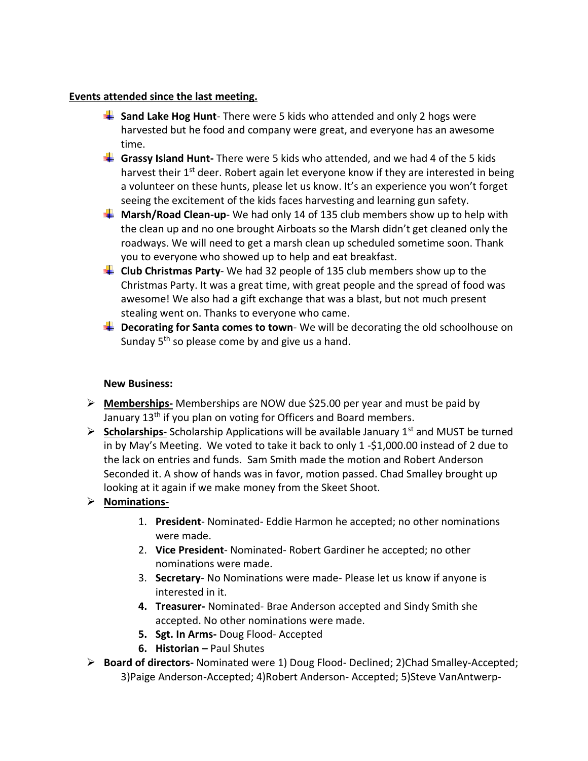**<u>Events attended since the last meeting.</u>**

- **Sand Lake Hog Hunt**- There were 5 kids who attended and only 2 hogs were harvested but he food and company were great, and everyone has an awesome time.
- **Grassy Island Hunt-** There were 5 kids who attended, and we had 4 of the 5 kids harvest their 1st deer. Robert again let everyone know if they are interested in being a volunteer on these hunts, please let us know. It's an experience you won't forget seeing the excitement of the kids faces harvesting and learning gun safety.
- **Marsh/Road Clean-up**- We had only 14 of 135 club members show up to help with the clean up and no one brought Airboats so the Marsh didn't get cleaned only the roadways. We will need to get a marsh clean up scheduled sometime soon. Thank you to everyone who showed up to help and eat breakfast.
- **Club Christmas Party**- We had 32 people of 135 club members show up to the Christmas Party. It was a great time, with great people and the spread of food was awesome! We also had a gift exchange that was a blast, but not much present stealing went on. Thanks to everyone who came.
- **Decorating for Santa comes to town**- We will be decorating the old schoolhouse on Sunday 5th so please come by and give us a hand.

**New Business:**

- **<u>Memberships-</u>** Memberships are NOW due $25.00 per year and must be paid by January 13th if you plan on voting for Officers and Board members.
- **<u>Scholarships-</u>** Scholarship Applications will be available January 1st and MUST be turned in by May's Meeting. We voted to take it back to only 1 -$1,000.00 instead of 2 due to the lack on entries and funds. Sam Smith made the motion and Robert Anderson Seconded it. A show of hands was in favor, motion passed. Chad Smalley brought up looking at it again if we make money from the Skeet Shoot.
- **<u>Nominations-</u>**
  1. **President**- Nominated- Eddie Harmon he accepted; no other nominations were made.
  2. **Vice President**- Nominated- Robert Gardiner he accepted; no other nominations were made.
  3. **Secretary**- No Nominations were made- Please let us know if anyone is interested in it.
  4. **Treasurer-** Nominated- Brae Anderson accepted and Sindy Smith she accepted. No other nominations were made.
  5. **Sgt. In Arms-** Doug Flood- Accepted
  6. **Historian –** Paul Shutes
- **Board of directors-** Nominated were 1) Doug Flood- Declined; 2)Chad Smalley-Accepted; 3)Paige Anderson-Accepted; 4)Robert Anderson- Accepted; 5)Steve VanAntwerp-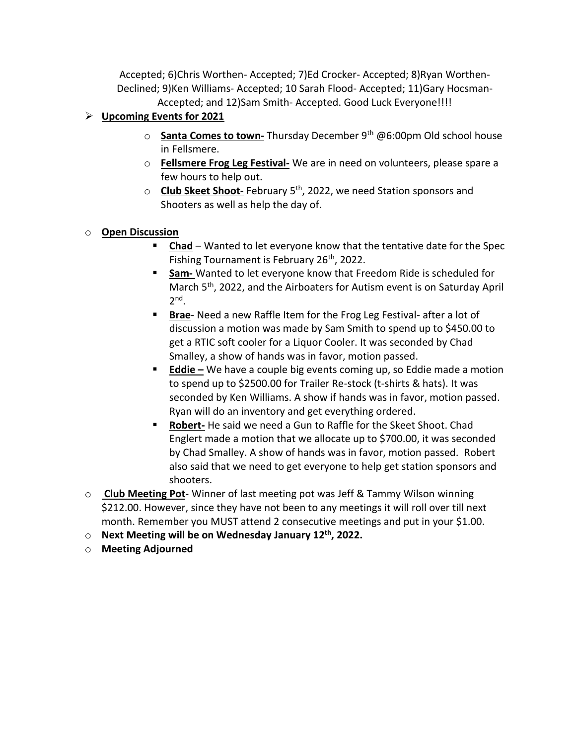Accepted; 6)Chris Worthen- Accepted; 7)Ed Crocker- Accepted; 8)Ryan Worthen-Declined; 9)Ken Williams- Accepted; 10 Sarah Flood- Accepted; 11)Gary Hocsman-Accepted; and 12)Sam Smith- Accepted. Good Luck Everyone!!!!

- **Upcoming Events for 2021**
  - **Santa Comes to town-** Thursday December 9th @6:00pm Old school house in Fellsmere.
  - **Fellsmere Frog Leg Festival-** We are in need on volunteers, please spare a few hours to help out.
  - **Club Skeet Shoot-** February 5th, 2022, we need Station sponsors and Shooters as well as help the day of.

- **Open Discussion**
  - **Chad** – Wanted to let everyone know that the tentative date for the Spec Fishing Tournament is February 26th, 2022.
  - **Sam-** Wanted to let everyone know that Freedom Ride is scheduled for March 5th, 2022, and the Airboaters for Autism event is on Saturday April 2nd.
  - **Brae**- Need a new Raffle Item for the Frog Leg Festival- after a lot of discussion a motion was made by Sam Smith to spend up to $450.00 to get a RTIC soft cooler for a Liquor Cooler. It was seconded by Chad Smalley, a show of hands was in favor, motion passed.
  - **Eddie –** We have a couple big events coming up, so Eddie made a motion to spend up to $2500.00 for Trailer Re-stock (t-shirts & hats). It was seconded by Ken Williams. A show if hands was in favor, motion passed. Ryan will do an inventory and get everything ordered.
  - **Robert-** He said we need a Gun to Raffle for the Skeet Shoot. Chad Englert made a motion that we allocate up to $700.00, it was seconded by Chad Smalley. A show of hands was in favor, motion passed. Robert also said that we need to get everyone to help get station sponsors and shooters.
- **Club Meeting Pot**- Winner of last meeting pot was Jeff & Tammy Wilson winning $212.00. However, since they have not been to any meetings it will roll over till next month. Remember you MUST attend 2 consecutive meetings and put in your $1.00.
- **Next Meeting will be on Wednesday January 12th, 2022.**
- **Meeting Adjourned**